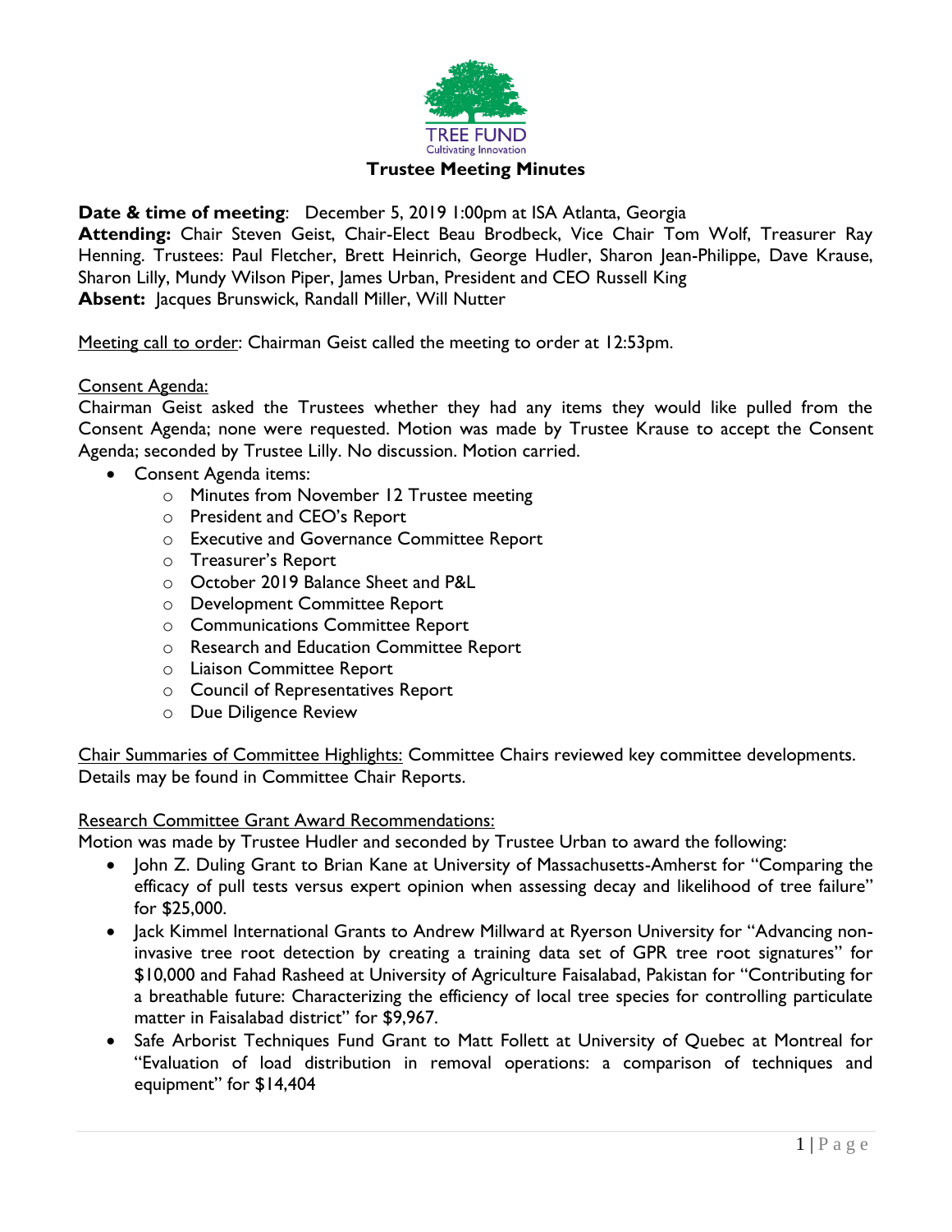TREE FUND
Cultivating Innovation

# Trustee Meeting Minutes

**Date & time of meeting**: December 5, 2019 1:00pm at ISA Atlanta, Georgia
**Attending:** Chair Steven Geist, Chair-Elect Beau Brodbeck, Vice Chair Tom Wolf, Treasurer Ray Henning. Trustees: Paul Fletcher, Brett Heinrich, George Hudler, Sharon Jean-Philippe, Dave Krause, Sharon Lilly, Mundy Wilson Piper, James Urban, President and CEO Russell King
**Absent:** Jacques Brunswick, Randall Miller, Will Nutter

Meeting call to order: Chairman Geist called the meeting to order at 12:53pm.

Consent Agenda:
Chairman Geist asked the Trustees whether they had any items they would like pulled from the Consent Agenda; none were requested. Motion was made by Trustee Krause to accept the Consent Agenda; seconded by Trustee Lilly. No discussion. Motion carried.

- Consent Agenda items:
    - Minutes from November 12 Trustee meeting
    - President and CEO's Report
    - Executive and Governance Committee Report
    - Treasurer's Report
    - October 2019 Balance Sheet and P&L
    - Development Committee Report
    - Communications Committee Report
    - Research and Education Committee Report
    - Liaison Committee Report
    - Council of Representatives Report
    - Due Diligence Review

Chair Summaries of Committee Highlights: Committee Chairs reviewed key committee developments. Details may be found in Committee Chair Reports.

Research Committee Grant Award Recommendations:
Motion was made by Trustee Hudler and seconded by Trustee Urban to award the following:

- John Z. Duling Grant to Brian Kane at University of Massachusetts-Amherst for "Comparing the efficacy of pull tests versus expert opinion when assessing decay and likelihood of tree failure" for $25,000.
- Jack Kimmel International Grants to Andrew Millward at Ryerson University for "Advancing non-invasive tree root detection by creating a training data set of GPR tree root signatures" for $10,000 and Fahad Rasheed at University of Agriculture Faisalabad, Pakistan for "Contributing for a breathable future: Characterizing the efficiency of local tree species for controlling particulate matter in Faisalabad district" for $9,967.
- Safe Arborist Techniques Fund Grant to Matt Follett at University of Quebec at Montreal for "Evaluation of load distribution in removal operations: a comparison of techniques and equipment" for $14,404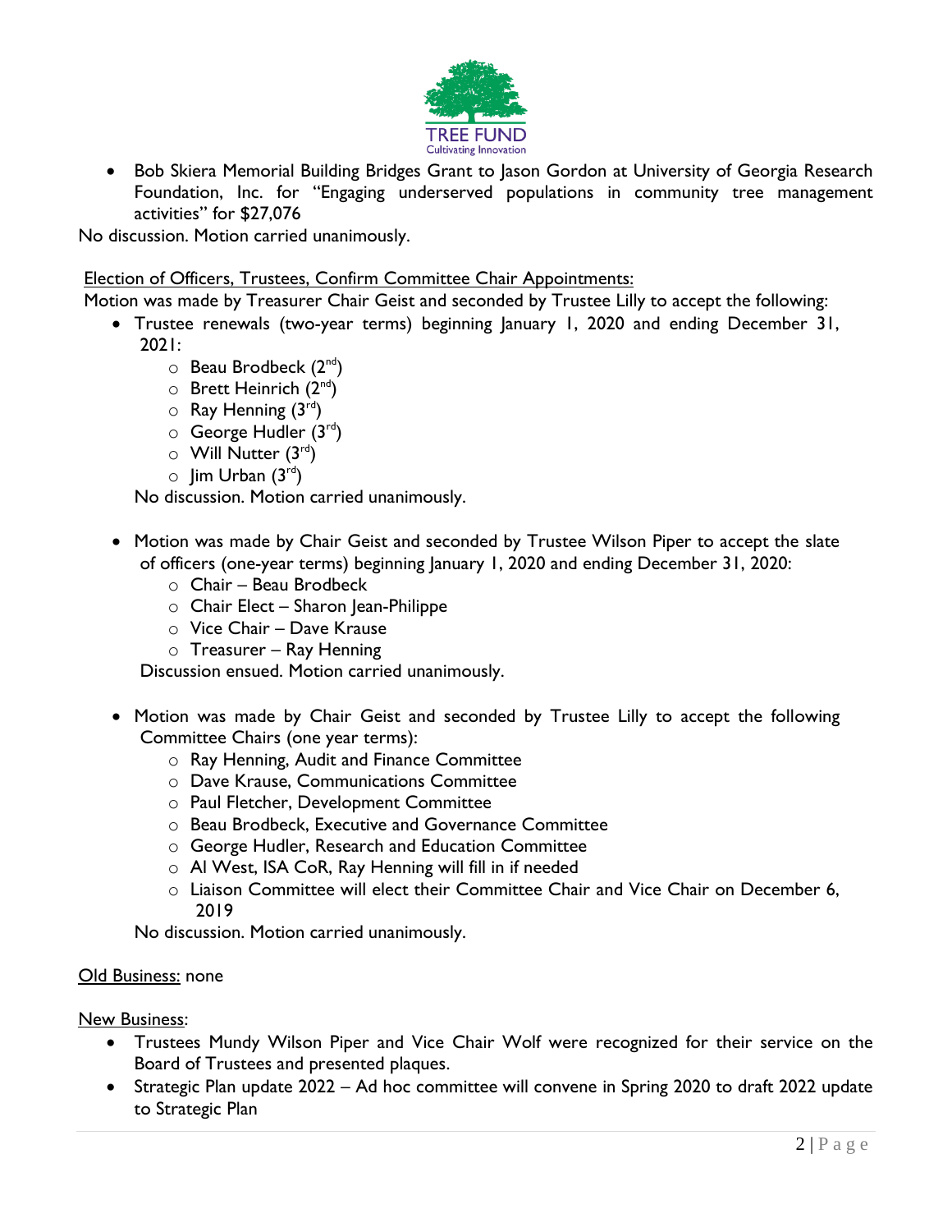- Bob Skiera Memorial Building Bridges Grant to Jason Gordon at University of Georgia Research Foundation, Inc. for "Engaging underserved populations in community tree management activities" for $27,076

No discussion. Motion carried unanimously.

Election of Officers, Trustees, Confirm Committee Chair Appointments:

Motion was made by Treasurer Chair Geist and seconded by Trustee Lilly to accept the following:

- Trustee renewals (two-year terms) beginning January 1, 2020 and ending December 31, 2021:
  - Beau Brodbeck (2nd)
  - Brett Heinrich (2nd)
  - Ray Henning (3rd)
  - George Hudler (3rd)
  - Will Nutter (3rd)
  - Jim Urban (3rd)

  No discussion. Motion carried unanimously.

- Motion was made by Chair Geist and seconded by Trustee Wilson Piper to accept the slate of officers (one-year terms) beginning January 1, 2020 and ending December 31, 2020:
  - Chair – Beau Brodbeck
  - Chair Elect – Sharon Jean-Philippe
  - Vice Chair – Dave Krause
  - Treasurer – Ray Henning

  Discussion ensued. Motion carried unanimously.

- Motion was made by Chair Geist and seconded by Trustee Lilly to accept the following Committee Chairs (one year terms):
  - Ray Henning, Audit and Finance Committee
  - Dave Krause, Communications Committee
  - Paul Fletcher, Development Committee
  - Beau Brodbeck, Executive and Governance Committee
  - George Hudler, Research and Education Committee
  - Al West, ISA CoR, Ray Henning will fill in if needed
  - Liaison Committee will elect their Committee Chair and Vice Chair on December 6, 2019

  No discussion. Motion carried unanimously.

Old Business: none

New Business:

- Trustees Mundy Wilson Piper and Vice Chair Wolf were recognized for their service on the Board of Trustees and presented plaques.
- Strategic Plan update 2022 – Ad hoc committee will convene in Spring 2020 to draft 2022 update to Strategic Plan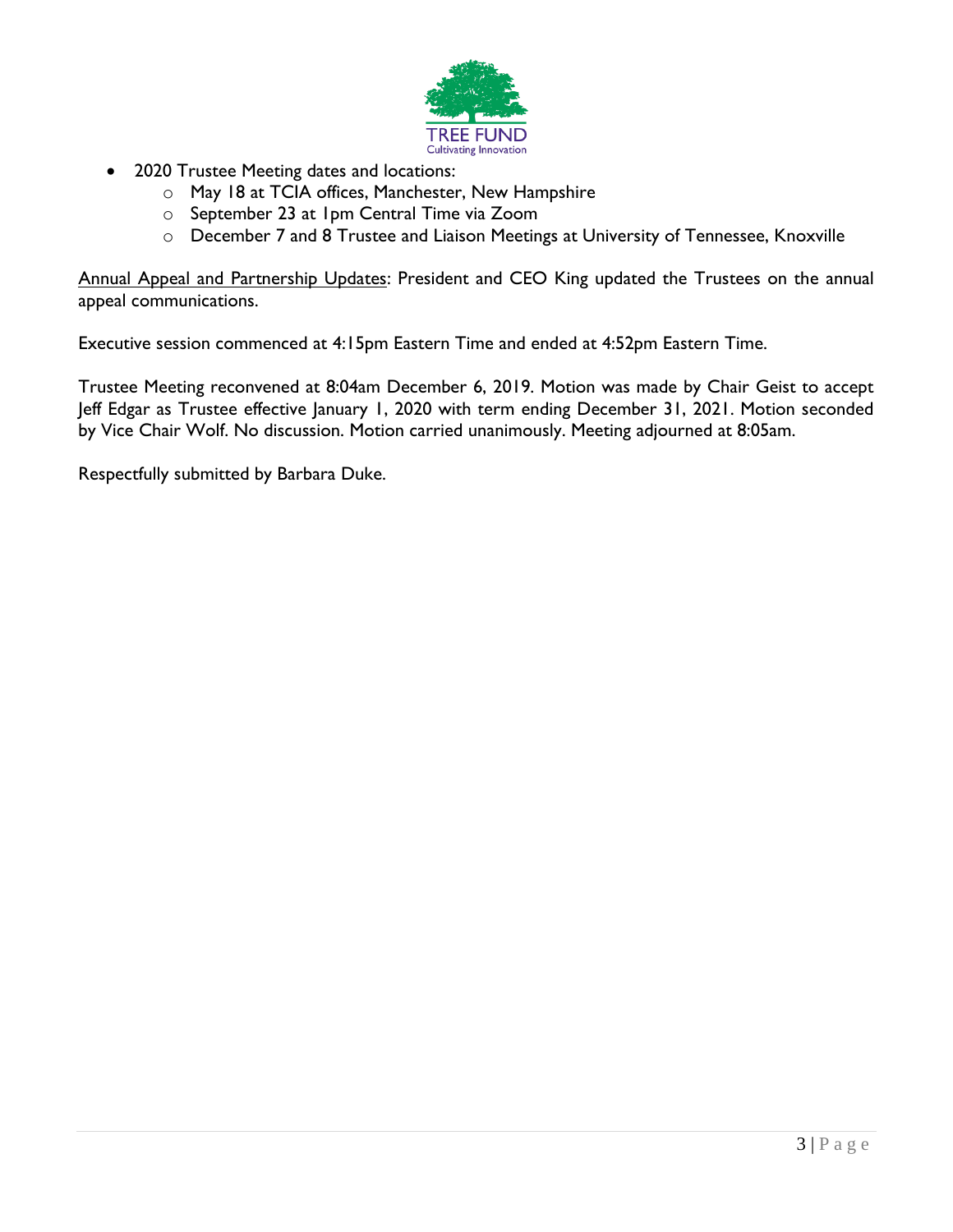- 2020 Trustee Meeting dates and locations:
  - May 18 at TCIA offices, Manchester, New Hampshire
  - September 23 at 1pm Central Time via Zoom
  - December 7 and 8 Trustee and Liaison Meetings at University of Tennessee, Knoxville

Annual Appeal and Partnership Updates: President and CEO King updated the Trustees on the annual appeal communications.

Executive session commenced at 4:15pm Eastern Time and ended at 4:52pm Eastern Time.

Trustee Meeting reconvened at 8:04am December 6, 2019. Motion was made by Chair Geist to accept Jeff Edgar as Trustee effective January 1, 2020 with term ending December 31, 2021. Motion seconded by Vice Chair Wolf. No discussion. Motion carried unanimously. Meeting adjourned at 8:05am.

Respectfully submitted by Barbara Duke.